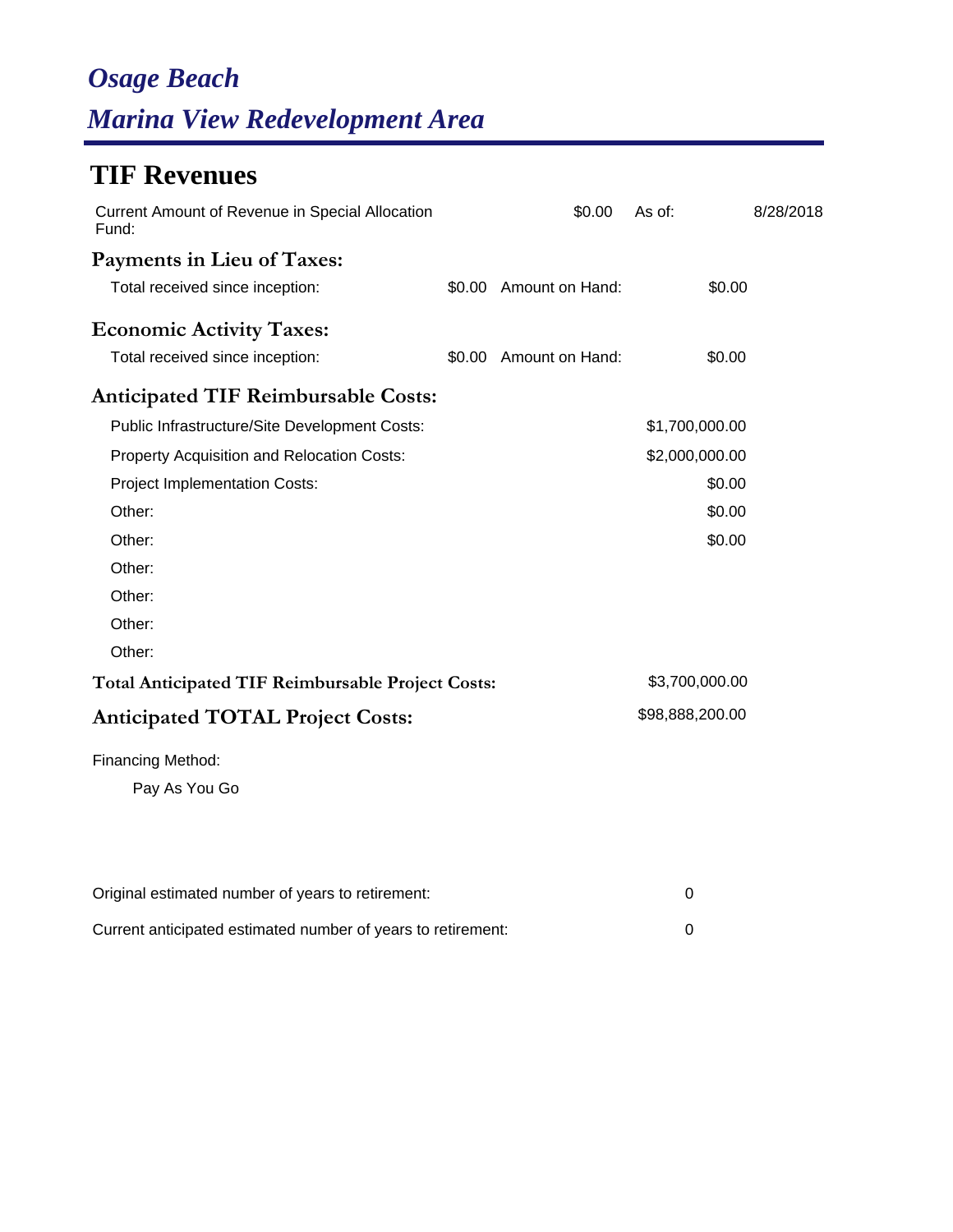# *Osage Beach*

## *Marina View Redevelopment Area*

## TIF Revenues

| | | | |
|---|---|---|---|
| Current Amount of Revenue in Special Allocation Fund: | $0.00 | As of: | 8/28/2018 |

### Payments in Lieu of Taxes:

| | | | |
|---|---|---|---|
| Total received since inception: | $0.00 | Amount on Hand: | $0.00 |

### Economic Activity Taxes:

| | | | |
|---|---|---|---|
| Total received since inception: | $0.00 | Amount on Hand: | $0.00 |

### Anticipated TIF Reimbursable Costs:

| | |
|---|---|
| Public Infrastructure/Site Development Costs: | $1,700,000.00 |
| Property Acquisition and Relocation Costs: | $2,000,000.00 |
| Project Implementation Costs: | $0.00 |
| Other: | $0.00 |
| Other: | $0.00 |
| Other: | |
| Other: | |
| Other: | |
| Other: | |

**Total Anticipated TIF Reimbursable Project Costs:** $3,700,000.00

### Anticipated TOTAL Project Costs: $98,888,200.00

Financing Method:

Pay As You Go

| | |
|---|---|
| Original estimated number of years to retirement: | 0 |
| Current anticipated estimated number of years to retirement: | 0 |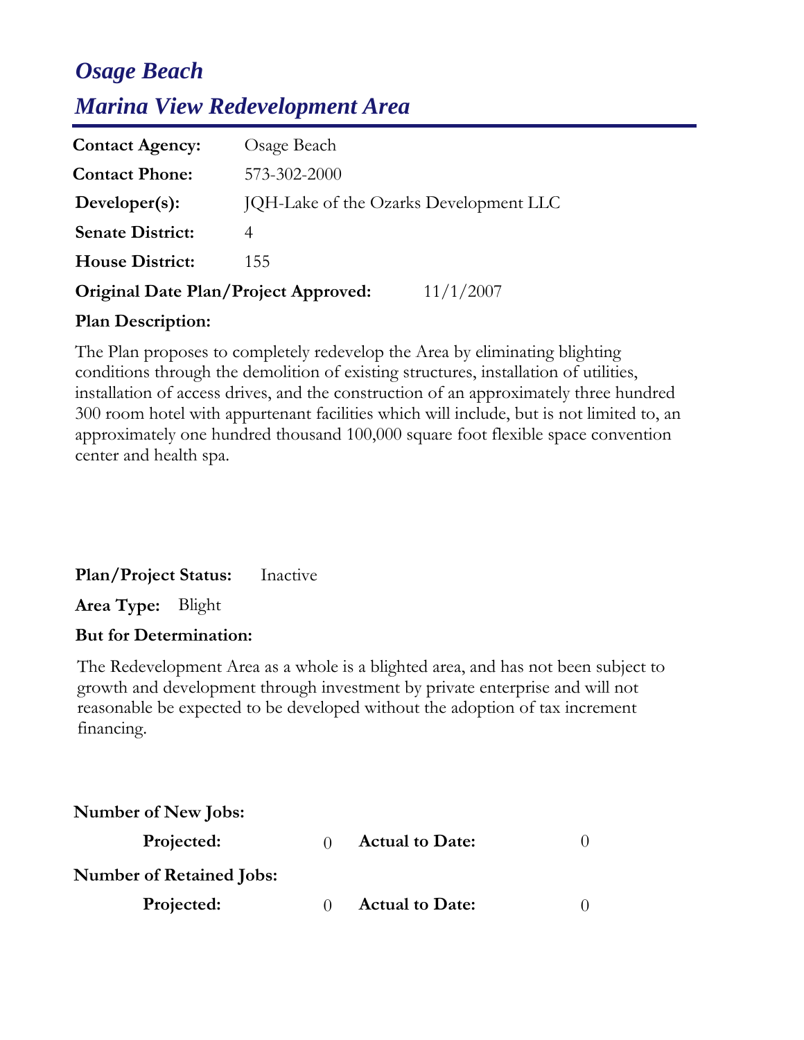# *Osage Beach*

## *Marina View Redevelopment Area*

**Contact Agency:** Osage Beach

**Contact Phone:** 573-302-2000

**Developer(s):** JQH-Lake of the Ozarks Development LLC

**Senate District:** 4

**House District:** 155

**Original Date Plan/Project Approved:** 11/1/2007

**Plan Description:**

The Plan proposes to completely redevelop the Area by eliminating blighting conditions through the demolition of existing structures, installation of utilities, installation of access drives, and the construction of an approximately three hundred 300 room hotel with appurtenant facilities which will include, but is not limited to, an approximately one hundred thousand 100,000 square foot flexible space convention center and health spa.

**Plan/Project Status:** Inactive

**Area Type:** Blight

**But for Determination:**

The Redevelopment Area as a whole is a blighted area, and has not been subject to growth and development through investment by private enterprise and will not reasonable be expected to be developed without the adoption of tax increment financing.

**Number of New Jobs:**

| | | | |
|---|---|---|---|
| **Projected:** | 0 | **Actual to Date:** | 0 |

**Number of Retained Jobs:**

| | | | |
|---|---|---|---|
| **Projected:** | 0 | **Actual to Date:** | 0 |